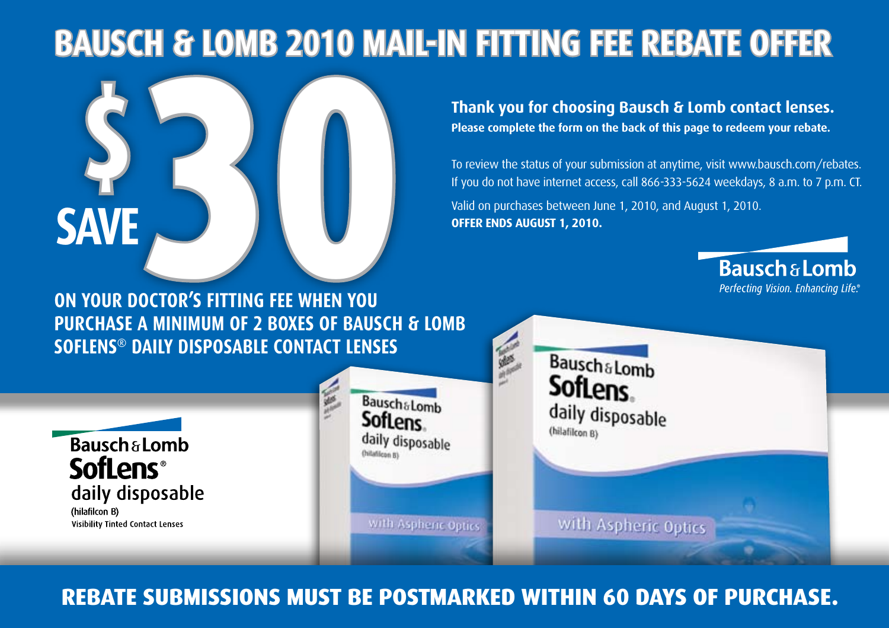# BAUSCH & LOMB 2010 MAIL-IN FITTING FEE REBATE OFFER

**SAVE $30**

**ON YOUR DOCTOR'S FITTING FEE WHEN YOU PURCHASE A MINIMUM OF 2 BOXES OF BAUSCH & LOMB SOFLENS® DAILY DISPOSABLE CONTACT LENSES**

**Thank you for choosing Bausch & Lomb contact lenses.**
**Please complete the form on the back of this page to redeem your rebate.**

To review the status of your submission at anytime, visit www.bausch.com/rebates. If you do not have internet access, call 866-333-5624 weekdays, 8 a.m. to 7 p.m. CT.

Valid on purchases between June 1, 2010, and August 1, 2010.
**OFFER ENDS AUGUST 1, 2010.**

Bausch & Lomb
*Perfecting Vision. Enhancing Life.®*

Bausch & Lomb
SofLens®
daily disposable
(hilafilcon B)
Visibility Tinted Contact Lenses

## REBATE SUBMISSIONS MUST BE POSTMARKED WITHIN 60 DAYS OF PURCHASE.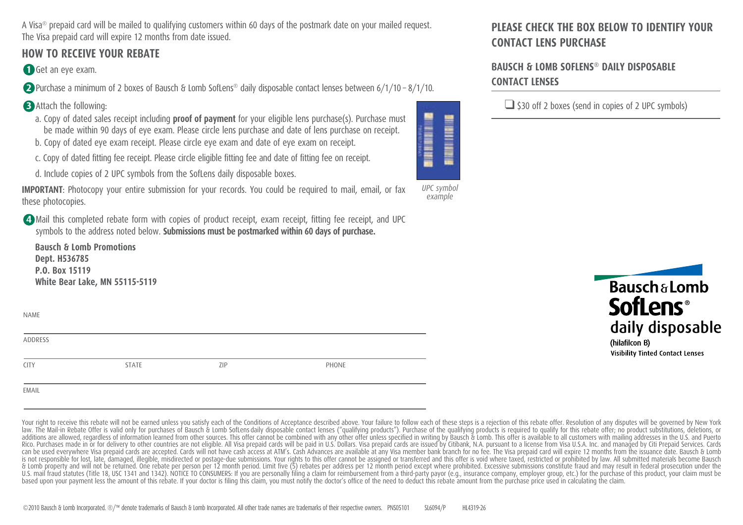A Visa® prepaid card will be mailed to qualifying customers within 60 days of the postmark date on your mailed request. The Visa prepaid card will expire 12 months from date issued.

## HOW TO RECEIVE YOUR REBATE

1. Get an eye exam.
2. Purchase a minimum of 2 boxes of Bausch & Lomb SofLens® daily disposable contact lenses between 6/1/10 – 8/1/10.
3. Attach the following:
   a. Copy of dated sales receipt including **proof of payment** for your eligible lens purchase(s). Purchase must be made within 90 days of eye exam. Please circle lens purchase and date of lens purchase on receipt.
   b. Copy of dated eye exam receipt. Please circle eye exam and date of eye exam on receipt.
   c. Copy of dated fitting fee receipt. Please circle eligible fitting fee and date of fitting fee on receipt.
   d. Include copies of 2 UPC symbols from the SofLens daily disposable boxes.

*UPC symbol example*

**IMPORTANT**: Photocopy your entire submission for your records. You could be required to mail, email, or fax these photocopies.

4. Mail this completed rebate form with copies of product receipt, exam receipt, fitting fee receipt, and UPC symbols to the address noted below. **Submissions must be postmarked within 60 days of purchase.**

**Bausch & Lomb Promotions**
**Dept. H536785**
**P.O. Box 15119**
**White Bear Lake, MN 55115-5119**

NAME

ADDRESS

CITY STATE ZIP PHONE

EMAIL

## PLEASE CHECK THE BOX BELOW TO IDENTIFY YOUR CONTACT LENS PURCHASE

### BAUSCH & LOMB SOFLENS® DAILY DISPOSABLE CONTACT LENSES

☐ $30 off 2 boxes (send in copies of 2 UPC symbols)

Bausch & Lomb
SofLens®
daily disposable
(hilafilcon B)
Visibility Tinted Contact Lenses

Your right to receive this rebate will not be earned unless you satisfy each of the Conditions of Acceptance described above. Your failure to follow each of these steps is a rejection of this rebate offer. Resolution of any disputes will be governed by New York law. The Mail-in Rebate Offer is valid only for purchases of Bausch & Lomb SofLens daily disposable contact lenses ("qualifying products"). Purchase of the qualifying products is required to qualify for this rebate offer; no product substitutions, deletions, or additions are allowed, regardless of information learned from other sources. This offer cannot be combined with any other offer unless specified in writing by Bausch & Lomb. This offer is available to all customers with mailing addresses in the U.S. and Puerto Rico. Purchases made in or for delivery to other countries are not eligible. All Visa prepaid cards will be paid in U.S. Dollars. Visa prepaid cards are issued by Citibank, N.A. pursuant to a license from Visa U.S.A. Inc. and managed by Citi Prepaid Services. Cards can be used everywhere Visa prepaid cards are accepted. Cards will not have cash access at ATM's. Cash Advances are available at any Visa member bank branch for no fee. The Visa prepaid card will expire 12 months from the issuance date. Bausch & Lomb is not responsible for lost, late, damaged, illegible, misdirected or postage-due submissions. Your rights to this offer cannot be assigned or transferred and this offer is void where taxed, restricted or prohibited by law. All submitted materials become Bausch & Lomb property and will not be returned. One rebate per person per 12 month period. Limit five (5) rebates per address per 12 month period except where prohibited. Excessive submissions constitute fraud and may result in federal prosecution under the U.S. mail fraud statutes (Title 18, USC 1341 and 1342). NOTICE TO CONSUMERS: If you are personally filing a claim for reimbursement from a third-party payor (e.g., insurance company, employer group, etc.) for the purchase of this product, your claim must be based upon your payment less the amount of this rebate. If your doctor is filing this claim, you must notify the doctor's office of the need to deduct this rebate amount from the purchase price used in calculating the claim.

©2010 Bausch & Lomb Incorporated. ®/™ denote trademarks of Bausch & Lomb Incorporated. All other trade names are trademarks of their respective owners. PNS05101 SL6094/P HL4319-26